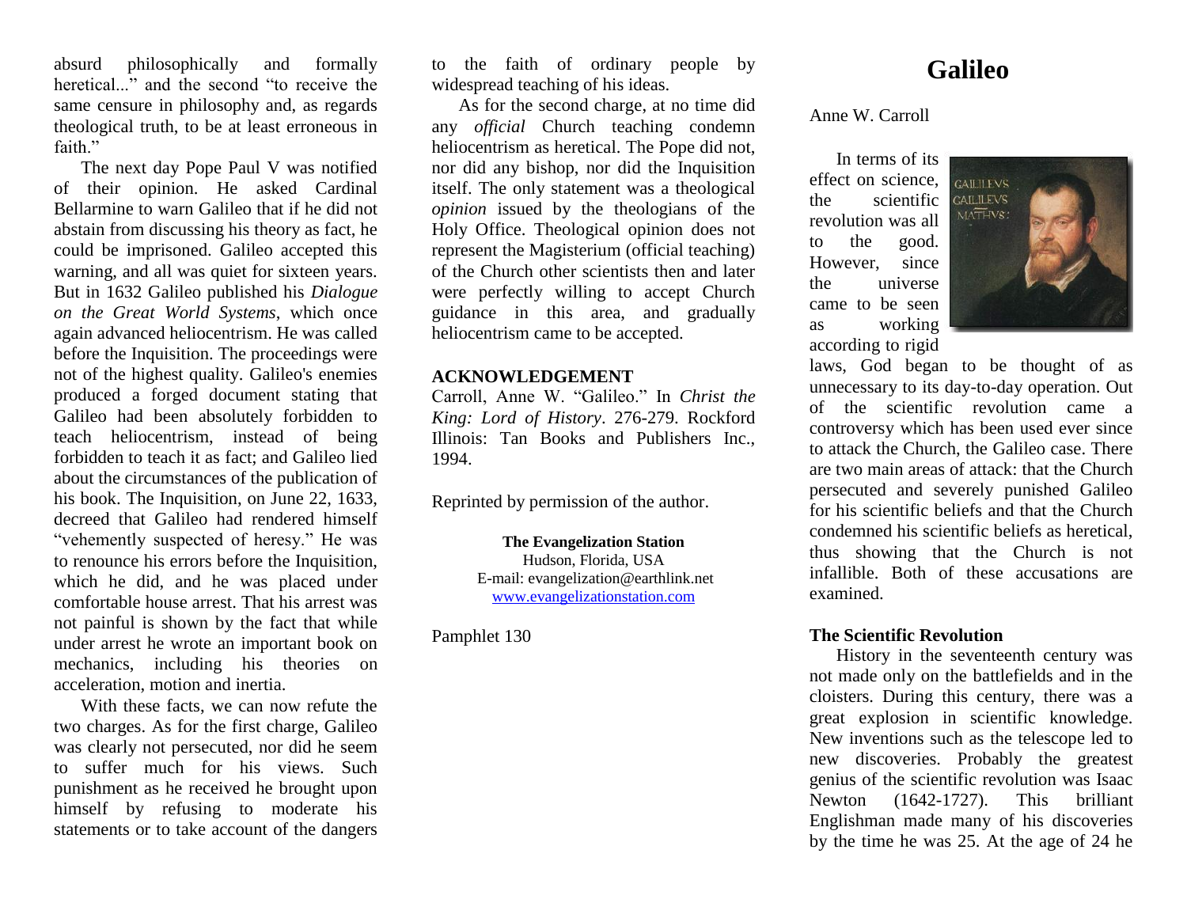absurd philosophically and formally heretical..." and the second "to receive the same censure in philosophy and, as regards theological truth, to be at least erroneous in faith."

The next day Pope Paul V was notified of their opinion. He asked Cardinal Bellarmine to warn Galileo that if he did not abstain from discussing his theory as fact, he could be imprisoned. Galileo accepted this warning, and all was quiet for sixteen years. But in 1632 Galileo published his *Dialogue on the Great World Systems*, which once again advanced heliocentrism. He was called before the Inquisition. The proceedings were not of the highest quality. Galileo's enemies produced a forged document stating that Galileo had been absolutely forbidden to teach heliocentrism, instead of being forbidden to teach it as fact; and Galileo lied about the circumstances of the publication of his book. The Inquisition, on June 22, 1633, decreed that Galileo had rendered himself "vehemently suspected of heresy." He was to renounce his errors before the Inquisition, which he did, and he was placed under comfortable house arrest. That his arrest was not painful is shown by the fact that while under arrest he wrote an important book on mechanics, including his theories on acceleration, motion and inertia.

With these facts, we can now refute the two charges. As for the first charge, Galileo was clearly not persecuted, nor did he seem to suffer much for his views. Such punishment as he received he brought upon himself by refusing to moderate his statements or to take account of the dangers to the faith of ordinary people by widespread teaching of his ideas.

As for the second charge, at no time did any *official* Church teaching condemn heliocentrism as heretical. The Pope did not, nor did any bishop, nor did the Inquisition itself. The only statement was a theological *opinion* issued by the theologians of the Holy Office. Theological opinion does not represent the Magisterium (official teaching) of the Church other scientists then and later were perfectly willing to accept Church guidance in this area, and gradually heliocentrism came to be accepted.

**ACKNOWLEDGEMENT**

Carroll, Anne W. "Galileo." In *Christ the King: Lord of History*. 276-279. Rockford Illinois: Tan Books and Publishers Inc., 1994.

Reprinted by permission of the author.

**The Evangelization Station**
Hudson, Florida, USA
E-mail: evangelization@earthlink.net
www.evangelizationstation.com

Pamphlet 130

# Galileo

Anne W. Carroll

In terms of its effect on science, the scientific revolution was all to the good. However, since the universe came to be seen as working according to rigid laws, God began to be thought of as unnecessary to its day-to-day operation. Out of the scientific revolution came a controversy which has been used ever since to attack the Church, the Galileo case. There are two main areas of attack: that the Church persecuted and severely punished Galileo for his scientific beliefs and that the Church condemned his scientific beliefs as heretical, thus showing that the Church is not infallible. Both of these accusations are examined.

**The Scientific Revolution**

History in the seventeenth century was not made only on the battlefields and in the cloisters. During this century, there was a great explosion in scientific knowledge. New inventions such as the telescope led to new discoveries. Probably the greatest genius of the scientific revolution was Isaac Newton (1642-1727). This brilliant Englishman made many of his discoveries by the time he was 25. At the age of 24 he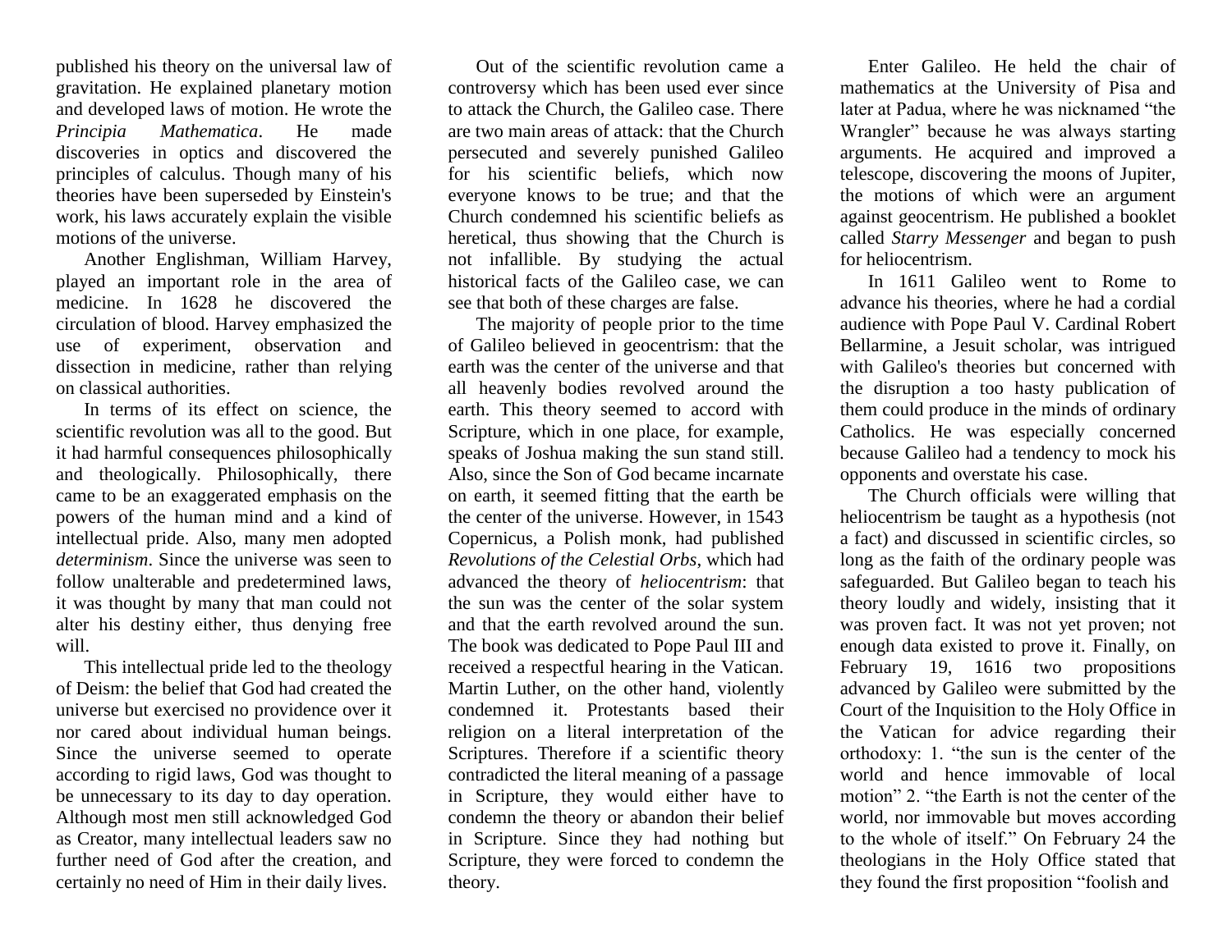published his theory on the universal law of gravitation. He explained planetary motion and developed laws of motion. He wrote the *Principia Mathematica*. He made discoveries in optics and discovered the principles of calculus. Though many of his theories have been superseded by Einstein's work, his laws accurately explain the visible motions of the universe.

Another Englishman, William Harvey, played an important role in the area of medicine. In 1628 he discovered the circulation of blood. Harvey emphasized the use of experiment, observation and dissection in medicine, rather than relying on classical authorities.

In terms of its effect on science, the scientific revolution was all to the good. But it had harmful consequences philosophically and theologically. Philosophically, there came to be an exaggerated emphasis on the powers of the human mind and a kind of intellectual pride. Also, many men adopted *determinism*. Since the universe was seen to follow unalterable and predetermined laws, it was thought by many that man could not alter his destiny either, thus denying free will.

This intellectual pride led to the theology of Deism: the belief that God had created the universe but exercised no providence over it nor cared about individual human beings. Since the universe seemed to operate according to rigid laws, God was thought to be unnecessary to its day to day operation. Although most men still acknowledged God as Creator, many intellectual leaders saw no further need of God after the creation, and certainly no need of Him in their daily lives.

Out of the scientific revolution came a controversy which has been used ever since to attack the Church, the Galileo case. There are two main areas of attack: that the Church persecuted and severely punished Galileo for his scientific beliefs, which now everyone knows to be true; and that the Church condemned his scientific beliefs as heretical, thus showing that the Church is not infallible. By studying the actual historical facts of the Galileo case, we can see that both of these charges are false.

The majority of people prior to the time of Galileo believed in geocentrism: that the earth was the center of the universe and that all heavenly bodies revolved around the earth. This theory seemed to accord with Scripture, which in one place, for example, speaks of Joshua making the sun stand still. Also, since the Son of God became incarnate on earth, it seemed fitting that the earth be the center of the universe. However, in 1543 Copernicus, a Polish monk, had published *Revolutions of the Celestial Orbs*, which had advanced the theory of *heliocentrism*: that the sun was the center of the solar system and that the earth revolved around the sun. The book was dedicated to Pope Paul III and received a respectful hearing in the Vatican. Martin Luther, on the other hand, violently condemned it. Protestants based their religion on a literal interpretation of the Scriptures. Therefore if a scientific theory contradicted the literal meaning of a passage in Scripture, they would either have to condemn the theory or abandon their belief in Scripture. Since they had nothing but Scripture, they were forced to condemn the theory.

Enter Galileo. He held the chair of mathematics at the University of Pisa and later at Padua, where he was nicknamed "the Wrangler" because he was always starting arguments. He acquired and improved a telescope, discovering the moons of Jupiter, the motions of which were an argument against geocentrism. He published a booklet called *Starry Messenger* and began to push for heliocentrism.

In 1611 Galileo went to Rome to advance his theories, where he had a cordial audience with Pope Paul V. Cardinal Robert Bellarmine, a Jesuit scholar, was intrigued with Galileo's theories but concerned with the disruption a too hasty publication of them could produce in the minds of ordinary Catholics. He was especially concerned because Galileo had a tendency to mock his opponents and overstate his case.

The Church officials were willing that heliocentrism be taught as a hypothesis (not a fact) and discussed in scientific circles, so long as the faith of the ordinary people was safeguarded. But Galileo began to teach his theory loudly and widely, insisting that it was proven fact. It was not yet proven; not enough data existed to prove it. Finally, on February 19, 1616 two propositions advanced by Galileo were submitted by the Court of the Inquisition to the Holy Office in the Vatican for advice regarding their orthodoxy: 1. "the sun is the center of the world and hence immovable of local motion" 2. "the Earth is not the center of the world, nor immovable but moves according to the whole of itself." On February 24 the theologians in the Holy Office stated that they found the first proposition "foolish and